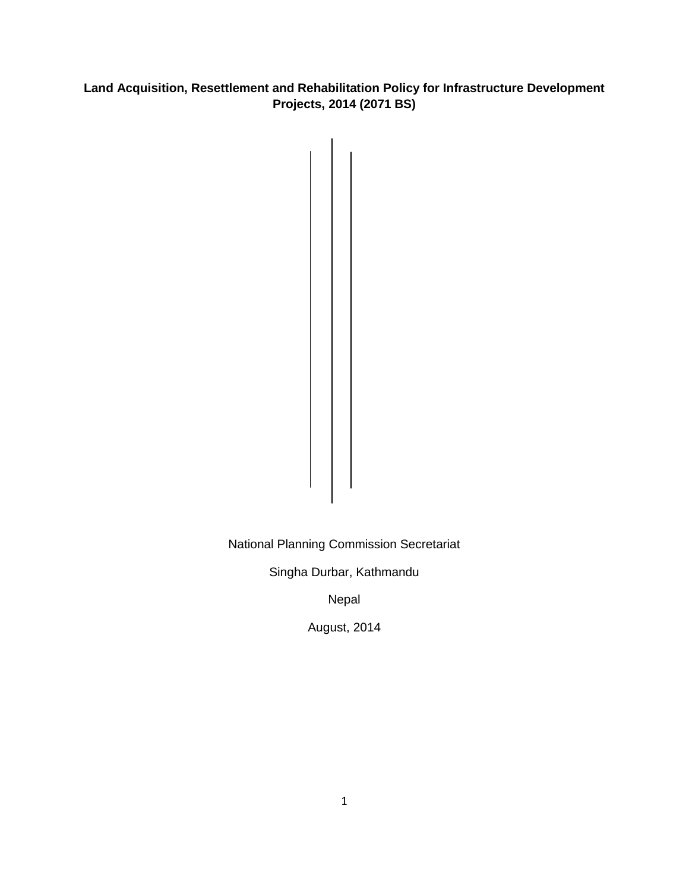# Land Acquisition, Resettlement and Rehabilitation Policy for Infrastructure Development Projects, 2014 (2071 BS)

National Planning Commission Secretariat

Singha Durbar, Kathmandu

Nepal

August, 2014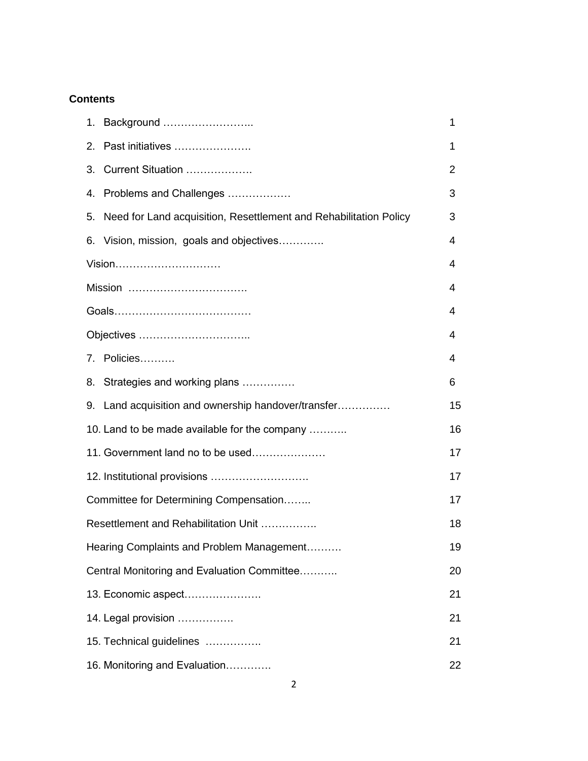**Contents**

| | |
|---|---|
| 1. Background …………………….. | 1 |
| 2. Past initiatives …………………. | 1 |
| 3. Current Situation ………………. | 2 |
| 4. Problems and Challenges ……………… | 3 |
| 5. Need for Land acquisition, Resettlement and Rehabilitation Policy | 3 |
| 6. Vision, mission, goals and objectives…………. | 4 |
| Vision………………………… | 4 |
| Mission ……………………………. | 4 |
| Goals………………………………… | 4 |
| Objectives ………………………….. | 4 |
| 7. Policies………. | 4 |
| 8. Strategies and working plans …………… | 6 |
| 9. Land acquisition and ownership handover/transfer…………… | 15 |
| 10. Land to be made available for the company ……….. | 16 |
| 11. Government land no to be used………………… | 17 |
| 12. Institutional provisions ………………………. | 17 |
| Committee for Determining Compensation…….. | 17 |
| Resettlement and Rehabilitation Unit ……………. | 18 |
| Hearing Complaints and Problem Management………. | 19 |
| Central Monitoring and Evaluation Committee……….. | 20 |
| 13. Economic aspect…………………. | 21 |
| 14. Legal provision ……………. | 21 |
| 15. Technical guidelines ……………. | 21 |
| 16. Monitoring and Evaluation…………. | 22 |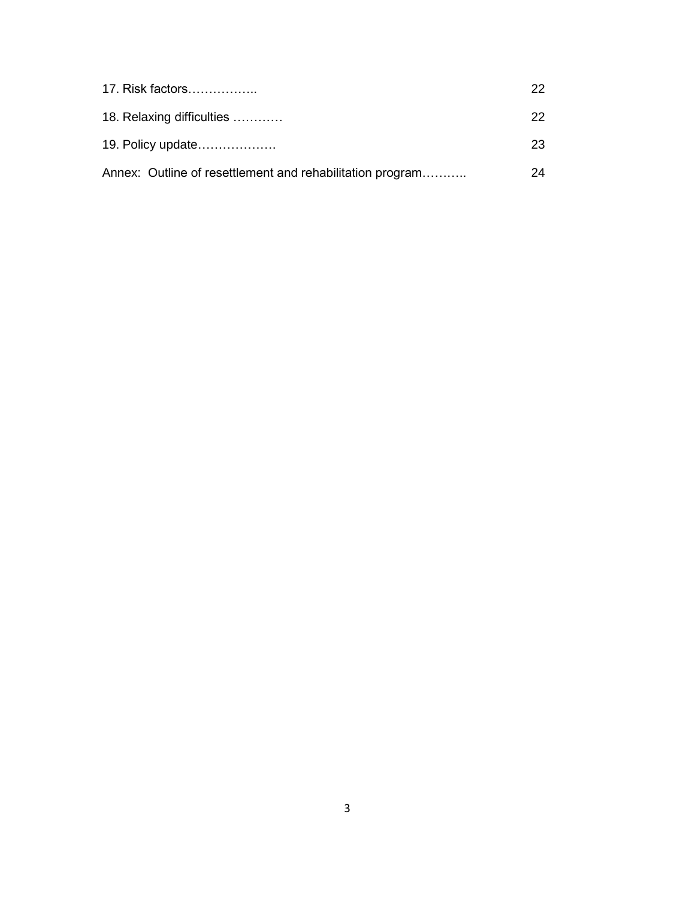17. Risk factors…………….. 22

18. Relaxing difficulties ………… 22

19. Policy update………………. 23

Annex: Outline of resettlement and rehabilitation program……….. 24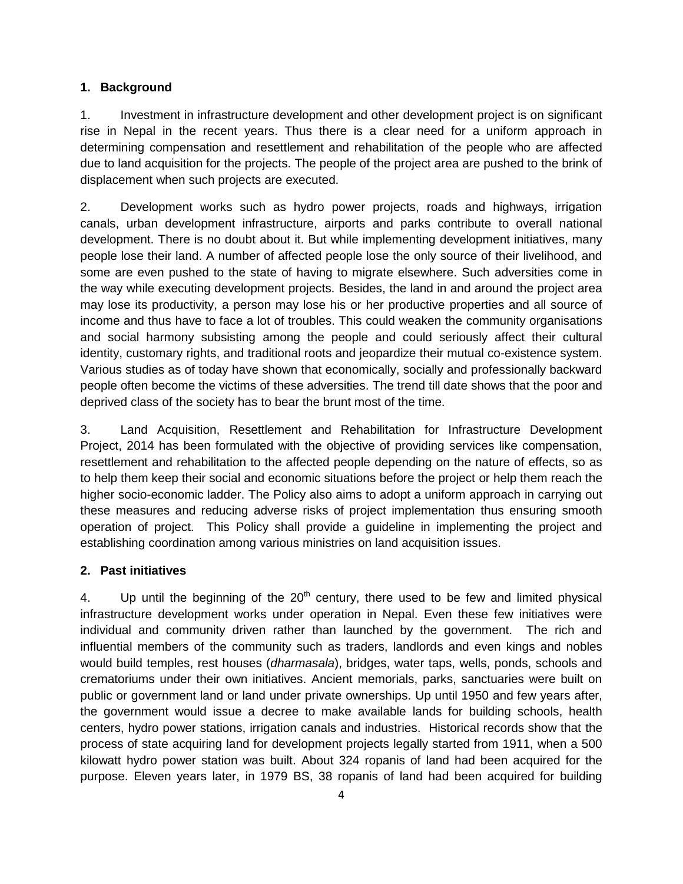## 1. Background

1. Investment in infrastructure development and other development project is on significant rise in Nepal in the recent years. Thus there is a clear need for a uniform approach in determining compensation and resettlement and rehabilitation of the people who are affected due to land acquisition for the projects. The people of the project area are pushed to the brink of displacement when such projects are executed.

2. Development works such as hydro power projects, roads and highways, irrigation canals, urban development infrastructure, airports and parks contribute to overall national development. There is no doubt about it. But while implementing development initiatives, many people lose their land. A number of affected people lose the only source of their livelihood, and some are even pushed to the state of having to migrate elsewhere. Such adversities come in the way while executing development projects. Besides, the land in and around the project area may lose its productivity, a person may lose his or her productive properties and all source of income and thus have to face a lot of troubles. This could weaken the community organisations and social harmony subsisting among the people and could seriously affect their cultural identity, customary rights, and traditional roots and jeopardize their mutual co-existence system. Various studies as of today have shown that economically, socially and professionally backward people often become the victims of these adversities. The trend till date shows that the poor and deprived class of the society has to bear the brunt most of the time.

3. Land Acquisition, Resettlement and Rehabilitation for Infrastructure Development Project, 2014 has been formulated with the objective of providing services like compensation, resettlement and rehabilitation to the affected people depending on the nature of effects, so as to help them keep their social and economic situations before the project or help them reach the higher socio-economic ladder. The Policy also aims to adopt a uniform approach in carrying out these measures and reducing adverse risks of project implementation thus ensuring smooth operation of project. This Policy shall provide a guideline in implementing the project and establishing coordination among various ministries on land acquisition issues.

## 2. Past initiatives

4. Up until the beginning of the 20th century, there used to be few and limited physical infrastructure development works under operation in Nepal. Even these few initiatives were individual and community driven rather than launched by the government. The rich and influential members of the community such as traders, landlords and even kings and nobles would build temples, rest houses (*dharmasala*), bridges, water taps, wells, ponds, schools and crematoriums under their own initiatives. Ancient memorials, parks, sanctuaries were built on public or government land or land under private ownerships. Up until 1950 and few years after, the government would issue a decree to make available lands for building schools, health centers, hydro power stations, irrigation canals and industries. Historical records show that the process of state acquiring land for development projects legally started from 1911, when a 500 kilowatt hydro power station was built. About 324 ropanis of land had been acquired for the purpose. Eleven years later, in 1979 BS, 38 ropanis of land had been acquired for building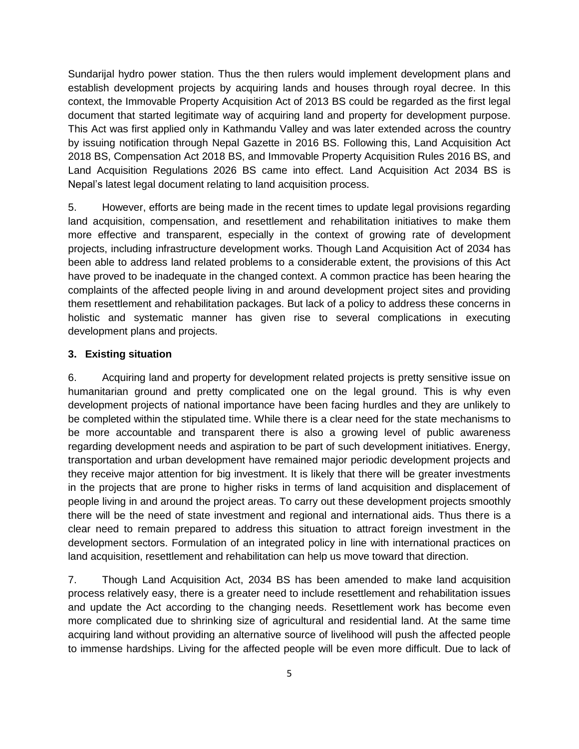Sundarijal hydro power station. Thus the then rulers would implement development plans and establish development projects by acquiring lands and houses through royal decree. In this context, the Immovable Property Acquisition Act of 2013 BS could be regarded as the first legal document that started legitimate way of acquiring land and property for development purpose. This Act was first applied only in Kathmandu Valley and was later extended across the country by issuing notification through Nepal Gazette in 2016 BS. Following this, Land Acquisition Act 2018 BS, Compensation Act 2018 BS, and Immovable Property Acquisition Rules 2016 BS, and Land Acquisition Regulations 2026 BS came into effect. Land Acquisition Act 2034 BS is Nepal's latest legal document relating to land acquisition process.

5. However, efforts are being made in the recent times to update legal provisions regarding land acquisition, compensation, and resettlement and rehabilitation initiatives to make them more effective and transparent, especially in the context of growing rate of development projects, including infrastructure development works. Though Land Acquisition Act of 2034 has been able to address land related problems to a considerable extent, the provisions of this Act have proved to be inadequate in the changed context. A common practice has been hearing the complaints of the affected people living in and around development project sites and providing them resettlement and rehabilitation packages. But lack of a policy to address these concerns in holistic and systematic manner has given rise to several complications in executing development plans and projects.

### 3. Existing situation

6. Acquiring land and property for development related projects is pretty sensitive issue on humanitarian ground and pretty complicated one on the legal ground. This is why even development projects of national importance have been facing hurdles and they are unlikely to be completed within the stipulated time. While there is a clear need for the state mechanisms to be more accountable and transparent there is also a growing level of public awareness regarding development needs and aspiration to be part of such development initiatives. Energy, transportation and urban development have remained major periodic development projects and they receive major attention for big investment. It is likely that there will be greater investments in the projects that are prone to higher risks in terms of land acquisition and displacement of people living in and around the project areas. To carry out these development projects smoothly there will be the need of state investment and regional and international aids. Thus there is a clear need to remain prepared to address this situation to attract foreign investment in the development sectors. Formulation of an integrated policy in line with international practices on land acquisition, resettlement and rehabilitation can help us move toward that direction.

7. Though Land Acquisition Act, 2034 BS has been amended to make land acquisition process relatively easy, there is a greater need to include resettlement and rehabilitation issues and update the Act according to the changing needs. Resettlement work has become even more complicated due to shrinking size of agricultural and residential land. At the same time acquiring land without providing an alternative source of livelihood will push the affected people to immense hardships. Living for the affected people will be even more difficult. Due to lack of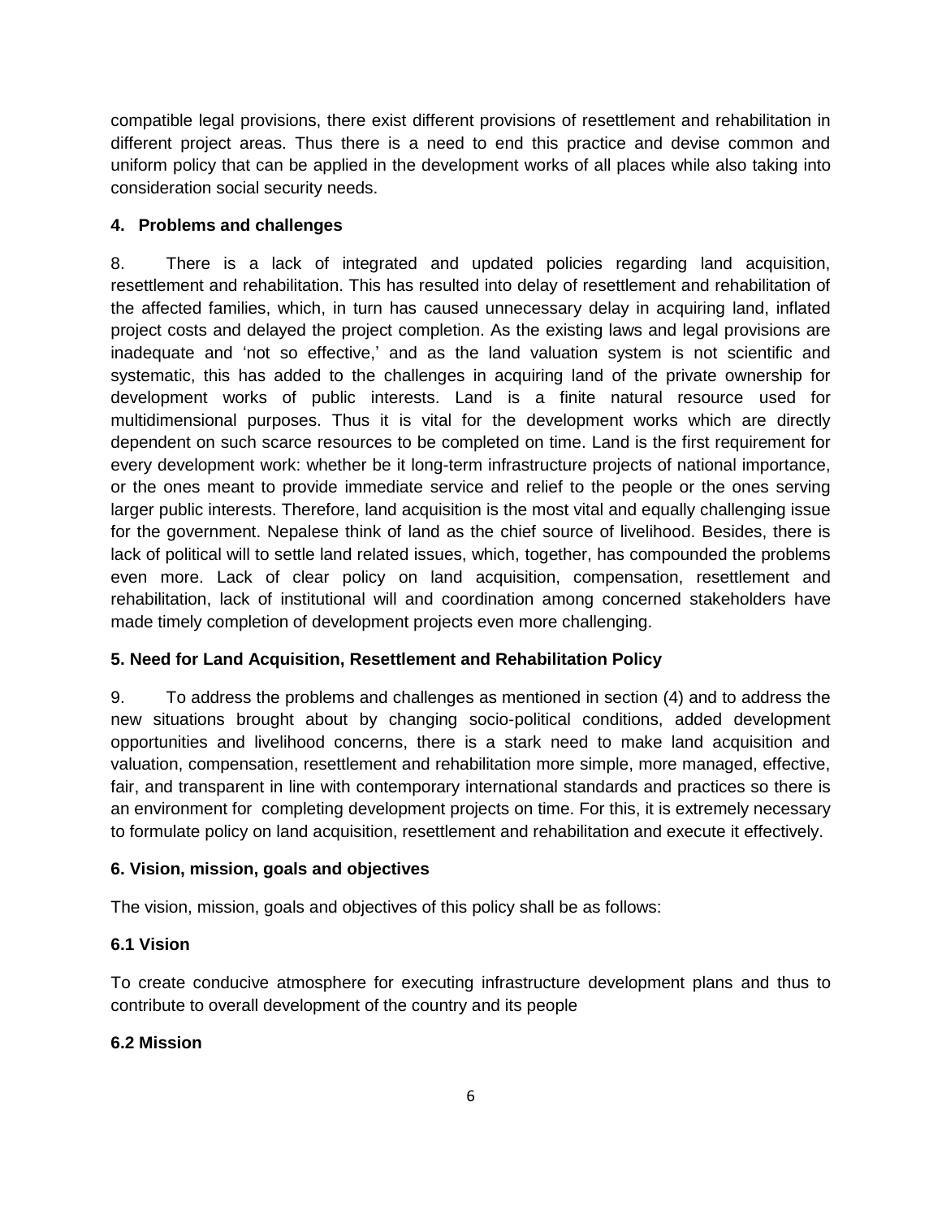compatible legal provisions, there exist different provisions of resettlement and rehabilitation in different project areas. Thus there is a need to end this practice and devise common and uniform policy that can be applied in the development works of all places while also taking into consideration social security needs.

## 4. Problems and challenges

8. There is a lack of integrated and updated policies regarding land acquisition, resettlement and rehabilitation. This has resulted into delay of resettlement and rehabilitation of the affected families, which, in turn has caused unnecessary delay in acquiring land, inflated project costs and delayed the project completion. As the existing laws and legal provisions are inadequate and 'not so effective,' and as the land valuation system is not scientific and systematic, this has added to the challenges in acquiring land of the private ownership for development works of public interests. Land is a finite natural resource used for multidimensional purposes. Thus it is vital for the development works which are directly dependent on such scarce resources to be completed on time. Land is the first requirement for every development work: whether be it long-term infrastructure projects of national importance, or the ones meant to provide immediate service and relief to the people or the ones serving larger public interests. Therefore, land acquisition is the most vital and equally challenging issue for the government. Nepalese think of land as the chief source of livelihood. Besides, there is lack of political will to settle land related issues, which, together, has compounded the problems even more. Lack of clear policy on land acquisition, compensation, resettlement and rehabilitation, lack of institutional will and coordination among concerned stakeholders have made timely completion of development projects even more challenging.

## 5. Need for Land Acquisition, Resettlement and Rehabilitation Policy

9. To address the problems and challenges as mentioned in section (4) and to address the new situations brought about by changing socio-political conditions, added development opportunities and livelihood concerns, there is a stark need to make land acquisition and valuation, compensation, resettlement and rehabilitation more simple, more managed, effective, fair, and transparent in line with contemporary international standards and practices so there is an environment for completing development projects on time. For this, it is extremely necessary to formulate policy on land acquisition, resettlement and rehabilitation and execute it effectively.

## 6. Vision, mission, goals and objectives

The vision, mission, goals and objectives of this policy shall be as follows:

### 6.1 Vision

To create conducive atmosphere for executing infrastructure development plans and thus to contribute to overall development of the country and its people

### 6.2 Mission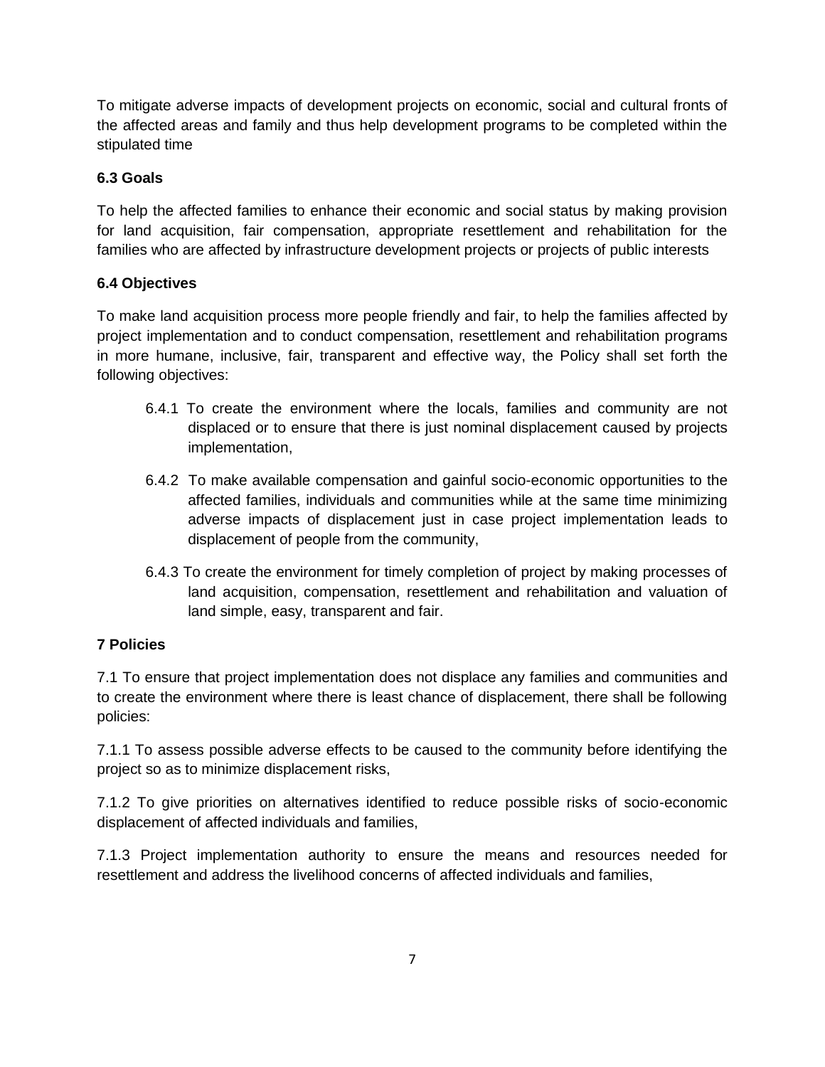To mitigate adverse impacts of development projects on economic, social and cultural fronts of the affected areas and family and thus help development programs to be completed within the stipulated time

### 6.3 Goals

To help the affected families to enhance their economic and social status by making provision for land acquisition, fair compensation, appropriate resettlement and rehabilitation for the families who are affected by infrastructure development projects or projects of public interests

### 6.4 Objectives

To make land acquisition process more people friendly and fair, to help the families affected by project implementation and to conduct compensation, resettlement and rehabilitation programs in more humane, inclusive, fair, transparent and effective way, the Policy shall set forth the following objectives:

6.4.1 To create the environment where the locals, families and community are not displaced or to ensure that there is just nominal displacement caused by projects implementation,

6.4.2 To make available compensation and gainful socio-economic opportunities to the affected families, individuals and communities while at the same time minimizing adverse impacts of displacement just in case project implementation leads to displacement of people from the community,

6.4.3 To create the environment for timely completion of project by making processes of land acquisition, compensation, resettlement and rehabilitation and valuation of land simple, easy, transparent and fair.

## 7 Policies

7.1 To ensure that project implementation does not displace any families and communities and to create the environment where there is least chance of displacement, there shall be following policies:

7.1.1 To assess possible adverse effects to be caused to the community before identifying the project so as to minimize displacement risks,

7.1.2 To give priorities on alternatives identified to reduce possible risks of socio-economic displacement of affected individuals and families,

7.1.3 Project implementation authority to ensure the means and resources needed for resettlement and address the livelihood concerns of affected individuals and families,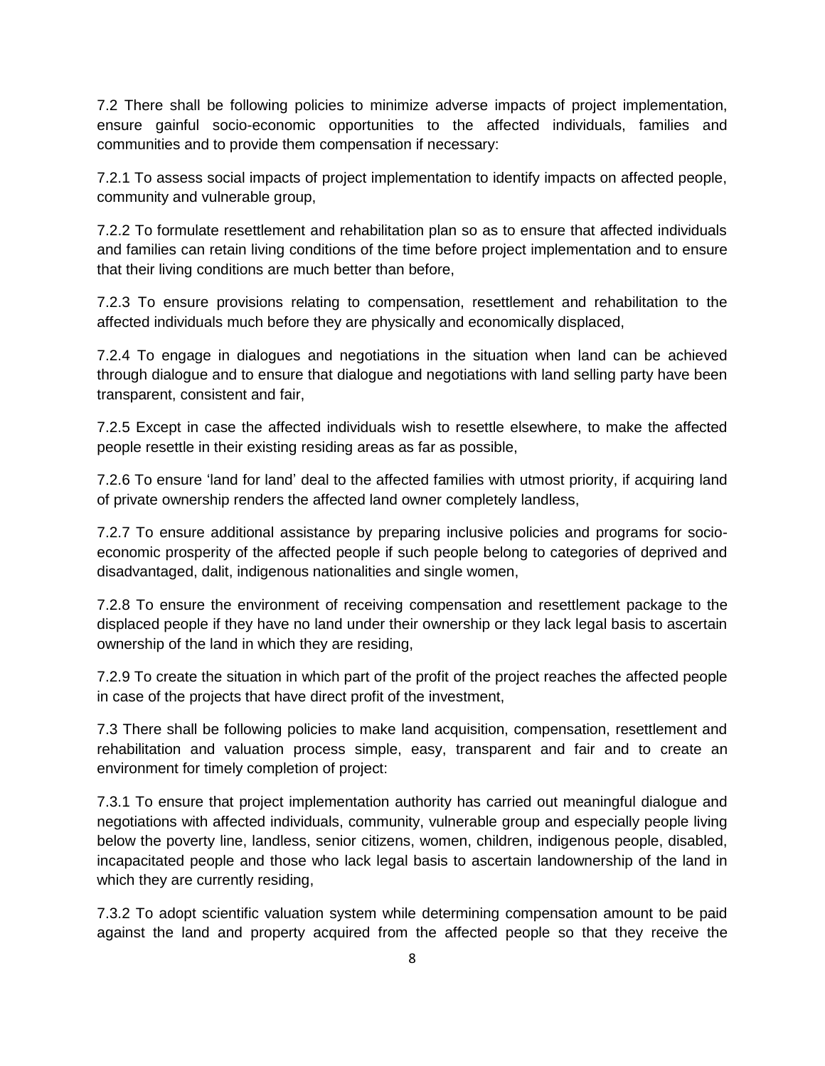7.2 There shall be following policies to minimize adverse impacts of project implementation, ensure gainful socio-economic opportunities to the affected individuals, families and communities and to provide them compensation if necessary:

7.2.1 To assess social impacts of project implementation to identify impacts on affected people, community and vulnerable group,

7.2.2 To formulate resettlement and rehabilitation plan so as to ensure that affected individuals and families can retain living conditions of the time before project implementation and to ensure that their living conditions are much better than before,

7.2.3 To ensure provisions relating to compensation, resettlement and rehabilitation to the affected individuals much before they are physically and economically displaced,

7.2.4 To engage in dialogues and negotiations in the situation when land can be achieved through dialogue and to ensure that dialogue and negotiations with land selling party have been transparent, consistent and fair,

7.2.5 Except in case the affected individuals wish to resettle elsewhere, to make the affected people resettle in their existing residing areas as far as possible,

7.2.6 To ensure 'land for land' deal to the affected families with utmost priority, if acquiring land of private ownership renders the affected land owner completely landless,

7.2.7 To ensure additional assistance by preparing inclusive policies and programs for socio-economic prosperity of the affected people if such people belong to categories of deprived and disadvantaged, dalit, indigenous nationalities and single women,

7.2.8 To ensure the environment of receiving compensation and resettlement package to the displaced people if they have no land under their ownership or they lack legal basis to ascertain ownership of the land in which they are residing,

7.2.9 To create the situation in which part of the profit of the project reaches the affected people in case of the projects that have direct profit of the investment,

7.3 There shall be following policies to make land acquisition, compensation, resettlement and rehabilitation and valuation process simple, easy, transparent and fair and to create an environment for timely completion of project:

7.3.1 To ensure that project implementation authority has carried out meaningful dialogue and negotiations with affected individuals, community, vulnerable group and especially people living below the poverty line, landless, senior citizens, women, children, indigenous people, disabled, incapacitated people and those who lack legal basis to ascertain landownership of the land in which they are currently residing,

7.3.2 To adopt scientific valuation system while determining compensation amount to be paid against the land and property acquired from the affected people so that they receive the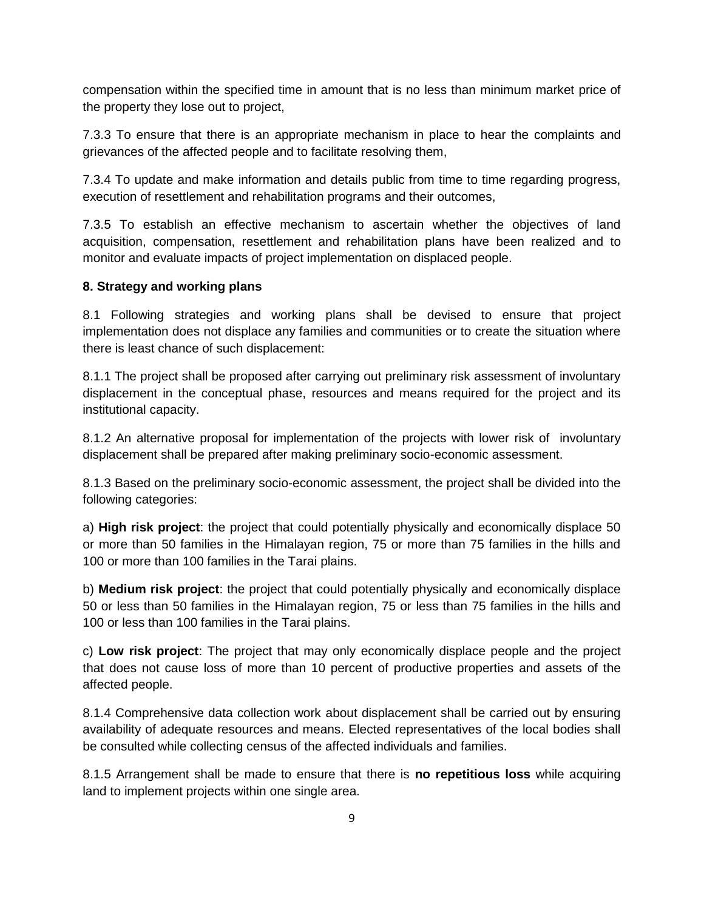compensation within the specified time in amount that is no less than minimum market price of the property they lose out to project,

7.3.3 To ensure that there is an appropriate mechanism in place to hear the complaints and grievances of the affected people and to facilitate resolving them,

7.3.4 To update and make information and details public from time to time regarding progress, execution of resettlement and rehabilitation programs and their outcomes,

7.3.5 To establish an effective mechanism to ascertain whether the objectives of land acquisition, compensation, resettlement and rehabilitation plans have been realized and to monitor and evaluate impacts of project implementation on displaced people.

**8. Strategy and working plans**

8.1 Following strategies and working plans shall be devised to ensure that project implementation does not displace any families and communities or to create the situation where there is least chance of such displacement:

8.1.1 The project shall be proposed after carrying out preliminary risk assessment of involuntary displacement in the conceptual phase, resources and means required for the project and its institutional capacity.

8.1.2 An alternative proposal for implementation of the projects with lower risk of involuntary displacement shall be prepared after making preliminary socio-economic assessment.

8.1.3 Based on the preliminary socio-economic assessment, the project shall be divided into the following categories:

a) **High risk project**: the project that could potentially physically and economically displace 50 or more than 50 families in the Himalayan region, 75 or more than 75 families in the hills and 100 or more than 100 families in the Tarai plains.

b) **Medium risk project**: the project that could potentially physically and economically displace 50 or less than 50 families in the Himalayan region, 75 or less than 75 families in the hills and 100 or less than 100 families in the Tarai plains.

c) **Low risk project**: The project that may only economically displace people and the project that does not cause loss of more than 10 percent of productive properties and assets of the affected people.

8.1.4 Comprehensive data collection work about displacement shall be carried out by ensuring availability of adequate resources and means. Elected representatives of the local bodies shall be consulted while collecting census of the affected individuals and families.

8.1.5 Arrangement shall be made to ensure that there is **no repetitious loss** while acquiring land to implement projects within one single area.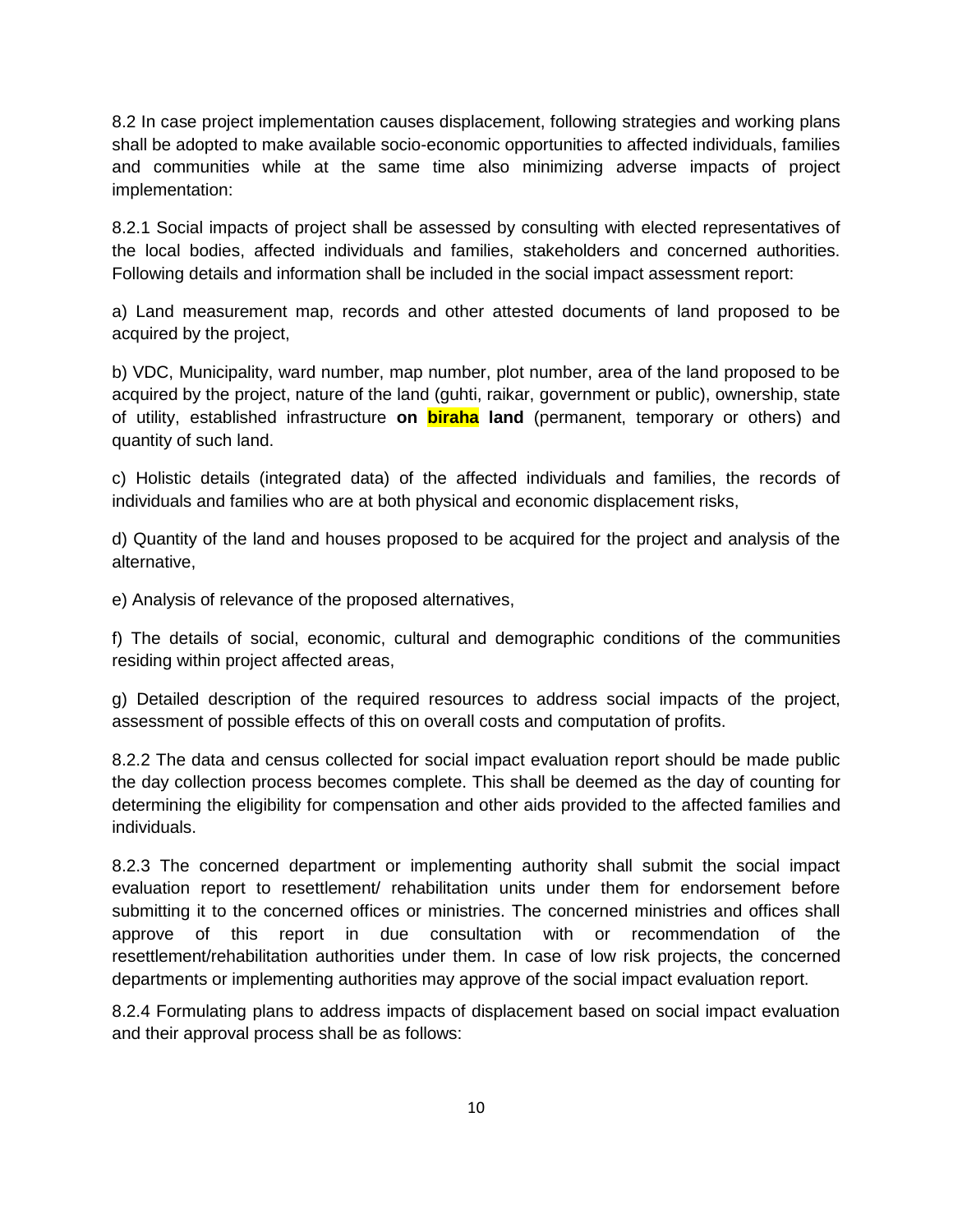8.2 In case project implementation causes displacement, following strategies and working plans shall be adopted to make available socio-economic opportunities to affected individuals, families and communities while at the same time also minimizing adverse impacts of project implementation:

8.2.1 Social impacts of project shall be assessed by consulting with elected representatives of the local bodies, affected individuals and families, stakeholders and concerned authorities. Following details and information shall be included in the social impact assessment report:

a) Land measurement map, records and other attested documents of land proposed to be acquired by the project,

b) VDC, Municipality, ward number, map number, plot number, area of the land proposed to be acquired by the project, nature of the land (guhti, raikar, government or public), ownership, state of utility, established infrastructure **on biraha land** (permanent, temporary or others) and quantity of such land.

c) Holistic details (integrated data) of the affected individuals and families, the records of individuals and families who are at both physical and economic displacement risks,

d) Quantity of the land and houses proposed to be acquired for the project and analysis of the alternative,

e) Analysis of relevance of the proposed alternatives,

f) The details of social, economic, cultural and demographic conditions of the communities residing within project affected areas,

g) Detailed description of the required resources to address social impacts of the project, assessment of possible effects of this on overall costs and computation of profits.

8.2.2 The data and census collected for social impact evaluation report should be made public the day collection process becomes complete. This shall be deemed as the day of counting for determining the eligibility for compensation and other aids provided to the affected families and individuals.

8.2.3 The concerned department or implementing authority shall submit the social impact evaluation report to resettlement/ rehabilitation units under them for endorsement before submitting it to the concerned offices or ministries. The concerned ministries and offices shall approve of this report in due consultation with or recommendation of the resettlement/rehabilitation authorities under them. In case of low risk projects, the concerned departments or implementing authorities may approve of the social impact evaluation report.

8.2.4 Formulating plans to address impacts of displacement based on social impact evaluation and their approval process shall be as follows: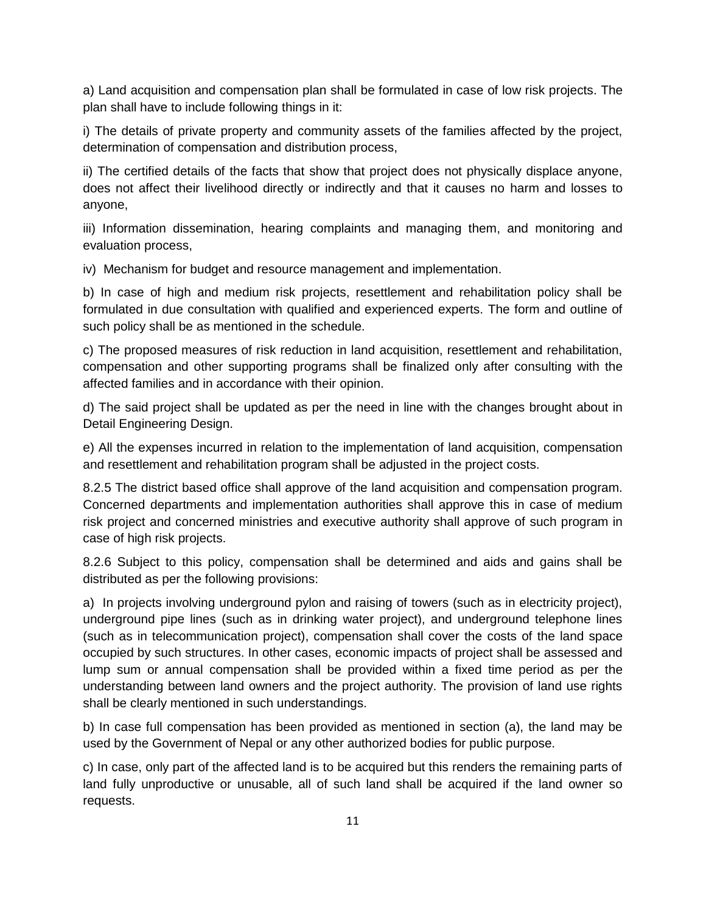a) Land acquisition and compensation plan shall be formulated in case of low risk projects. The plan shall have to include following things in it:

i) The details of private property and community assets of the families affected by the project, determination of compensation and distribution process,

ii) The certified details of the facts that show that project does not physically displace anyone, does not affect their livelihood directly or indirectly and that it causes no harm and losses to anyone,

iii) Information dissemination, hearing complaints and managing them, and monitoring and evaluation process,

iv) Mechanism for budget and resource management and implementation.

b) In case of high and medium risk projects, resettlement and rehabilitation policy shall be formulated in due consultation with qualified and experienced experts. The form and outline of such policy shall be as mentioned in the schedule.

c) The proposed measures of risk reduction in land acquisition, resettlement and rehabilitation, compensation and other supporting programs shall be finalized only after consulting with the affected families and in accordance with their opinion.

d) The said project shall be updated as per the need in line with the changes brought about in Detail Engineering Design.

e) All the expenses incurred in relation to the implementation of land acquisition, compensation and resettlement and rehabilitation program shall be adjusted in the project costs.

8.2.5 The district based office shall approve of the land acquisition and compensation program. Concerned departments and implementation authorities shall approve this in case of medium risk project and concerned ministries and executive authority shall approve of such program in case of high risk projects.

8.2.6 Subject to this policy, compensation shall be determined and aids and gains shall be distributed as per the following provisions:

a) In projects involving underground pylon and raising of towers (such as in electricity project), underground pipe lines (such as in drinking water project), and underground telephone lines (such as in telecommunication project), compensation shall cover the costs of the land space occupied by such structures. In other cases, economic impacts of project shall be assessed and lump sum or annual compensation shall be provided within a fixed time period as per the understanding between land owners and the project authority. The provision of land use rights shall be clearly mentioned in such understandings.

b) In case full compensation has been provided as mentioned in section (a), the land may be used by the Government of Nepal or any other authorized bodies for public purpose.

c) In case, only part of the affected land is to be acquired but this renders the remaining parts of land fully unproductive or unusable, all of such land shall be acquired if the land owner so requests.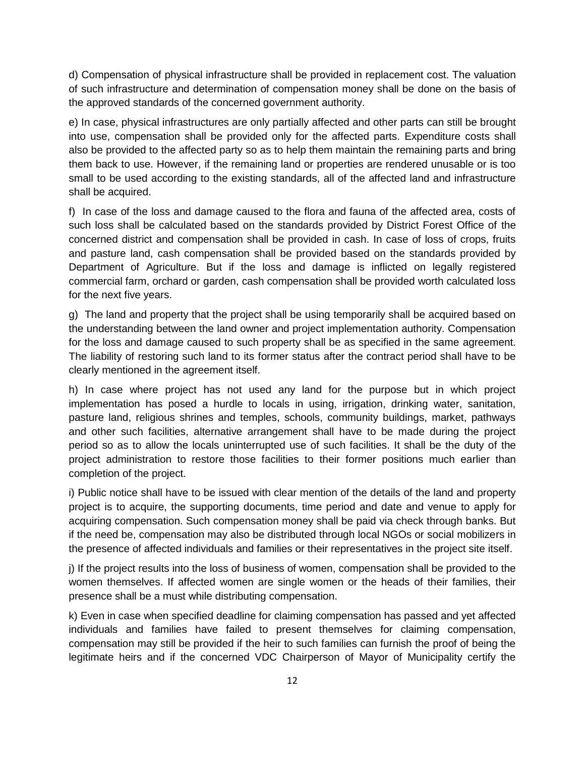d) Compensation of physical infrastructure shall be provided in replacement cost. The valuation of such infrastructure and determination of compensation money shall be done on the basis of the approved standards of the concerned government authority.

e) In case, physical infrastructures are only partially affected and other parts can still be brought into use, compensation shall be provided only for the affected parts. Expenditure costs shall also be provided to the affected party so as to help them maintain the remaining parts and bring them back to use. However, if the remaining land or properties are rendered unusable or is too small to be used according to the existing standards, all of the affected land and infrastructure shall be acquired.

f) In case of the loss and damage caused to the flora and fauna of the affected area, costs of such loss shall be calculated based on the standards provided by District Forest Office of the concerned district and compensation shall be provided in cash. In case of loss of crops, fruits and pasture land, cash compensation shall be provided based on the standards provided by Department of Agriculture. But if the loss and damage is inflicted on legally registered commercial farm, orchard or garden, cash compensation shall be provided worth calculated loss for the next five years.

g) The land and property that the project shall be using temporarily shall be acquired based on the understanding between the land owner and project implementation authority. Compensation for the loss and damage caused to such property shall be as specified in the same agreement. The liability of restoring such land to its former status after the contract period shall have to be clearly mentioned in the agreement itself.

h) In case where project has not used any land for the purpose but in which project implementation has posed a hurdle to locals in using, irrigation, drinking water, sanitation, pasture land, religious shrines and temples, schools, community buildings, market, pathways and other such facilities, alternative arrangement shall have to be made during the project period so as to allow the locals uninterrupted use of such facilities. It shall be the duty of the project administration to restore those facilities to their former positions much earlier than completion of the project.

i) Public notice shall have to be issued with clear mention of the details of the land and property project is to acquire, the supporting documents, time period and date and venue to apply for acquiring compensation. Such compensation money shall be paid via check through banks. But if the need be, compensation may also be distributed through local NGOs or social mobilizers in the presence of affected individuals and families or their representatives in the project site itself.

j) If the project results into the loss of business of women, compensation shall be provided to the women themselves. If affected women are single women or the heads of their families, their presence shall be a must while distributing compensation.

k) Even in case when specified deadline for claiming compensation has passed and yet affected individuals and families have failed to present themselves for claiming compensation, compensation may still be provided if the heir to such families can furnish the proof of being the legitimate heirs and if the concerned VDC Chairperson of Mayor of Municipality certify the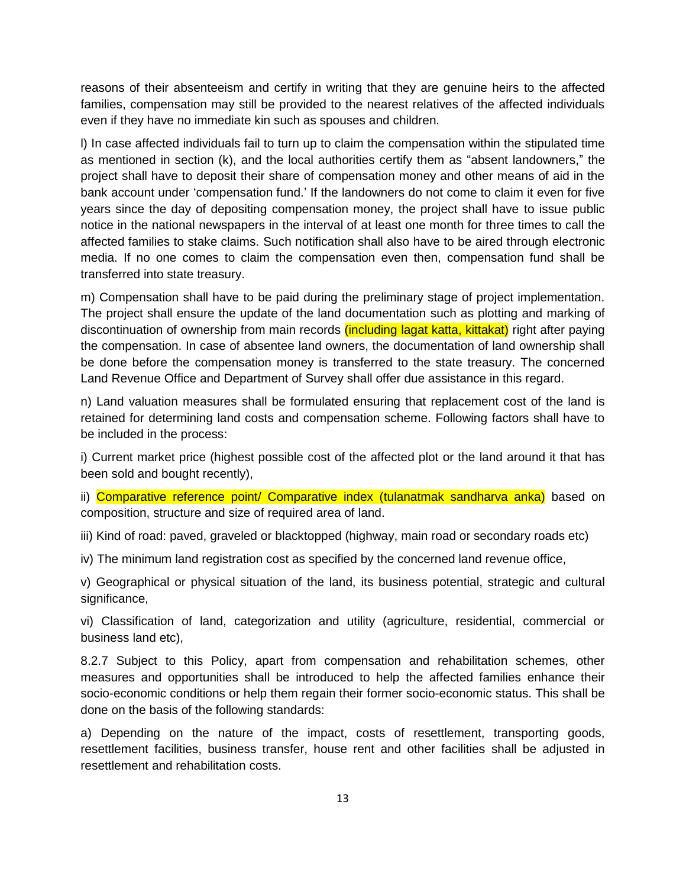reasons of their absenteeism and certify in writing that they are genuine heirs to the affected families, compensation may still be provided to the nearest relatives of the affected individuals even if they have no immediate kin such as spouses and children.

l) In case affected individuals fail to turn up to claim the compensation within the stipulated time as mentioned in section (k), and the local authorities certify them as "absent landowners," the project shall have to deposit their share of compensation money and other means of aid in the bank account under 'compensation fund.' If the landowners do not come to claim it even for five years since the day of depositing compensation money, the project shall have to issue public notice in the national newspapers in the interval of at least one month for three times to call the affected families to stake claims. Such notification shall also have to be aired through electronic media. If no one comes to claim the compensation even then, compensation fund shall be transferred into state treasury.

m) Compensation shall have to be paid during the preliminary stage of project implementation. The project shall ensure the update of the land documentation such as plotting and marking of discontinuation of ownership from main records (including lagat katta, kittakat) right after paying the compensation. In case of absentee land owners, the documentation of land ownership shall be done before the compensation money is transferred to the state treasury. The concerned Land Revenue Office and Department of Survey shall offer due assistance in this regard.

n) Land valuation measures shall be formulated ensuring that replacement cost of the land is retained for determining land costs and compensation scheme. Following factors shall have to be included in the process:

i) Current market price (highest possible cost of the affected plot or the land around it that has been sold and bought recently),

ii) Comparative reference point/ Comparative index (tulanatmak sandharva anka) based on composition, structure and size of required area of land.

iii) Kind of road: paved, graveled or blacktopped (highway, main road or secondary roads etc)

iv) The minimum land registration cost as specified by the concerned land revenue office,

v) Geographical or physical situation of the land, its business potential, strategic and cultural significance,

vi) Classification of land, categorization and utility (agriculture, residential, commercial or business land etc),

8.2.7 Subject to this Policy, apart from compensation and rehabilitation schemes, other measures and opportunities shall be introduced to help the affected families enhance their socio-economic conditions or help them regain their former socio-economic status. This shall be done on the basis of the following standards:

a) Depending on the nature of the impact, costs of resettlement, transporting goods, resettlement facilities, business transfer, house rent and other facilities shall be adjusted in resettlement and rehabilitation costs.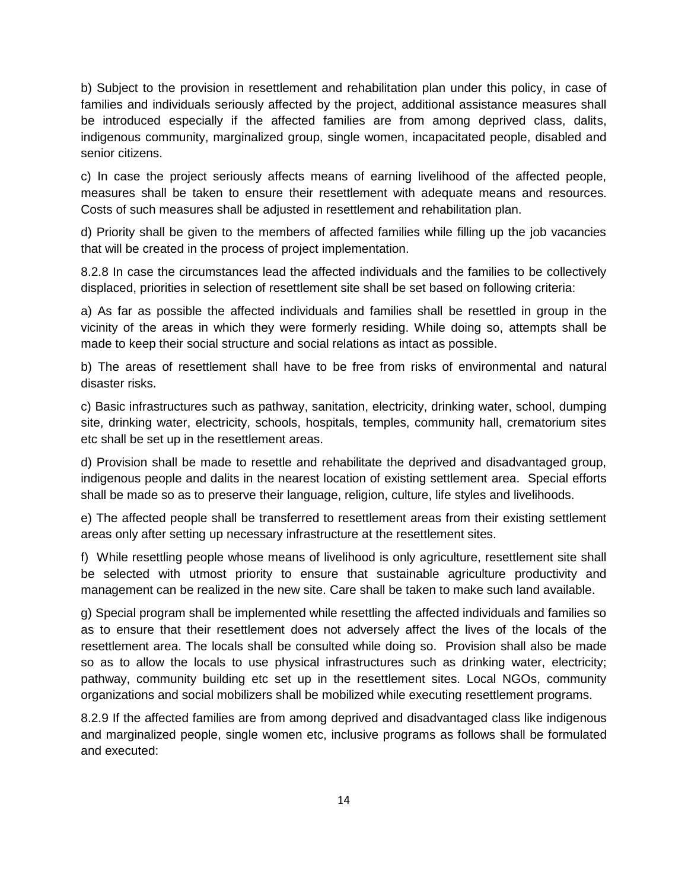b) Subject to the provision in resettlement and rehabilitation plan under this policy, in case of families and individuals seriously affected by the project, additional assistance measures shall be introduced especially if the affected families are from among deprived class, dalits, indigenous community, marginalized group, single women, incapacitated people, disabled and senior citizens.

c) In case the project seriously affects means of earning livelihood of the affected people, measures shall be taken to ensure their resettlement with adequate means and resources. Costs of such measures shall be adjusted in resettlement and rehabilitation plan.

d) Priority shall be given to the members of affected families while filling up the job vacancies that will be created in the process of project implementation.

8.2.8 In case the circumstances lead the affected individuals and the families to be collectively displaced, priorities in selection of resettlement site shall be set based on following criteria:

a) As far as possible the affected individuals and families shall be resettled in group in the vicinity of the areas in which they were formerly residing. While doing so, attempts shall be made to keep their social structure and social relations as intact as possible.

b) The areas of resettlement shall have to be free from risks of environmental and natural disaster risks.

c) Basic infrastructures such as pathway, sanitation, electricity, drinking water, school, dumping site, drinking water, electricity, schools, hospitals, temples, community hall, crematorium sites etc shall be set up in the resettlement areas.

d) Provision shall be made to resettle and rehabilitate the deprived and disadvantaged group, indigenous people and dalits in the nearest location of existing settlement area. Special efforts shall be made so as to preserve their language, religion, culture, life styles and livelihoods.

e) The affected people shall be transferred to resettlement areas from their existing settlement areas only after setting up necessary infrastructure at the resettlement sites.

f) While resettling people whose means of livelihood is only agriculture, resettlement site shall be selected with utmost priority to ensure that sustainable agriculture productivity and management can be realized in the new site. Care shall be taken to make such land available.

g) Special program shall be implemented while resettling the affected individuals and families so as to ensure that their resettlement does not adversely affect the lives of the locals of the resettlement area. The locals shall be consulted while doing so. Provision shall also be made so as to allow the locals to use physical infrastructures such as drinking water, electricity; pathway, community building etc set up in the resettlement sites. Local NGOs, community organizations and social mobilizers shall be mobilized while executing resettlement programs.

8.2.9 If the affected families are from among deprived and disadvantaged class like indigenous and marginalized people, single women etc, inclusive programs as follows shall be formulated and executed: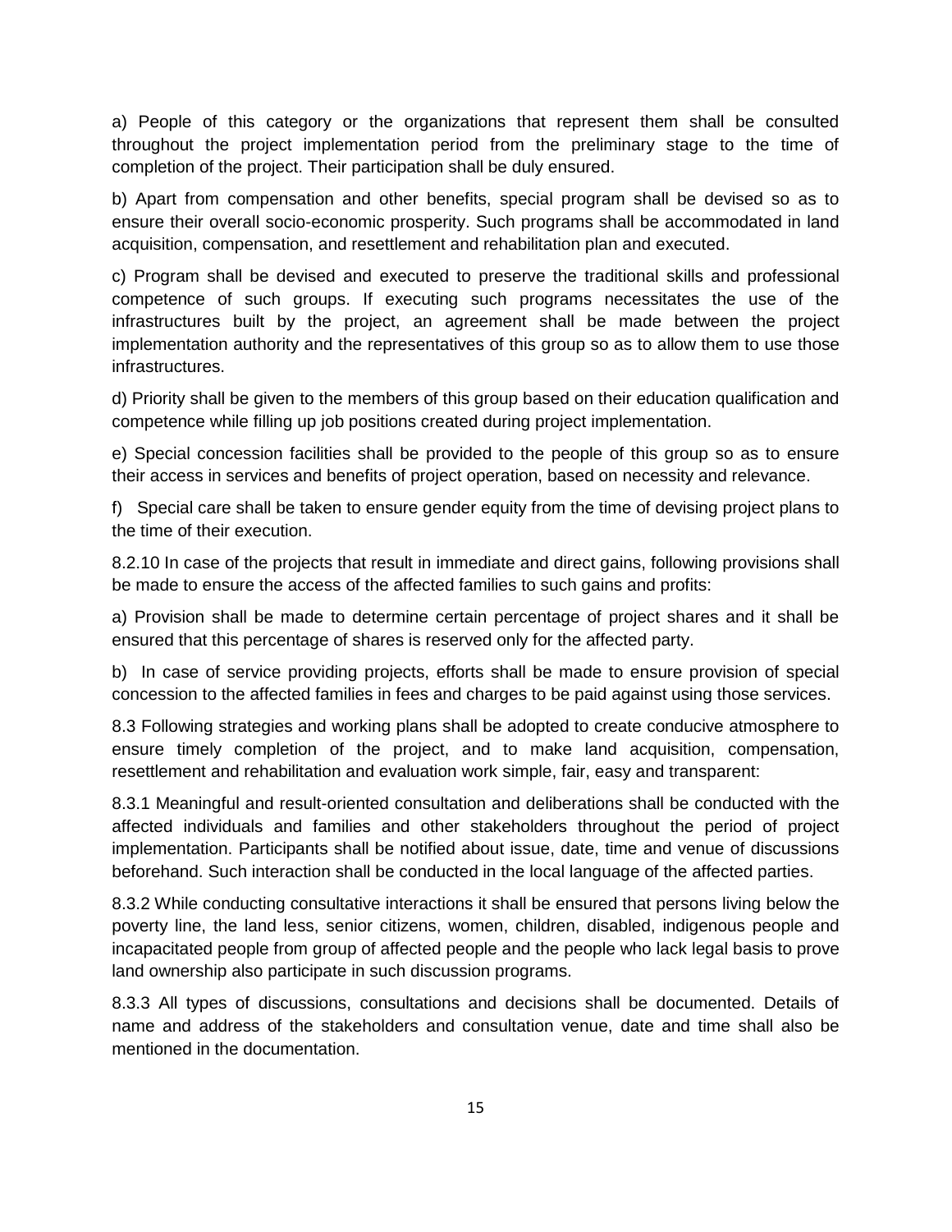a) People of this category or the organizations that represent them shall be consulted throughout the project implementation period from the preliminary stage to the time of completion of the project. Their participation shall be duly ensured.

b) Apart from compensation and other benefits, special program shall be devised so as to ensure their overall socio-economic prosperity. Such programs shall be accommodated in land acquisition, compensation, and resettlement and rehabilitation plan and executed.

c) Program shall be devised and executed to preserve the traditional skills and professional competence of such groups. If executing such programs necessitates the use of the infrastructures built by the project, an agreement shall be made between the project implementation authority and the representatives of this group so as to allow them to use those infrastructures.

d) Priority shall be given to the members of this group based on their education qualification and competence while filling up job positions created during project implementation.

e) Special concession facilities shall be provided to the people of this group so as to ensure their access in services and benefits of project operation, based on necessity and relevance.

f) Special care shall be taken to ensure gender equity from the time of devising project plans to the time of their execution.

8.2.10 In case of the projects that result in immediate and direct gains, following provisions shall be made to ensure the access of the affected families to such gains and profits:

a) Provision shall be made to determine certain percentage of project shares and it shall be ensured that this percentage of shares is reserved only for the affected party.

b) In case of service providing projects, efforts shall be made to ensure provision of special concession to the affected families in fees and charges to be paid against using those services.

8.3 Following strategies and working plans shall be adopted to create conducive atmosphere to ensure timely completion of the project, and to make land acquisition, compensation, resettlement and rehabilitation and evaluation work simple, fair, easy and transparent:

8.3.1 Meaningful and result-oriented consultation and deliberations shall be conducted with the affected individuals and families and other stakeholders throughout the period of project implementation. Participants shall be notified about issue, date, time and venue of discussions beforehand. Such interaction shall be conducted in the local language of the affected parties.

8.3.2 While conducting consultative interactions it shall be ensured that persons living below the poverty line, the land less, senior citizens, women, children, disabled, indigenous people and incapacitated people from group of affected people and the people who lack legal basis to prove land ownership also participate in such discussion programs.

8.3.3 All types of discussions, consultations and decisions shall be documented. Details of name and address of the stakeholders and consultation venue, date and time shall also be mentioned in the documentation.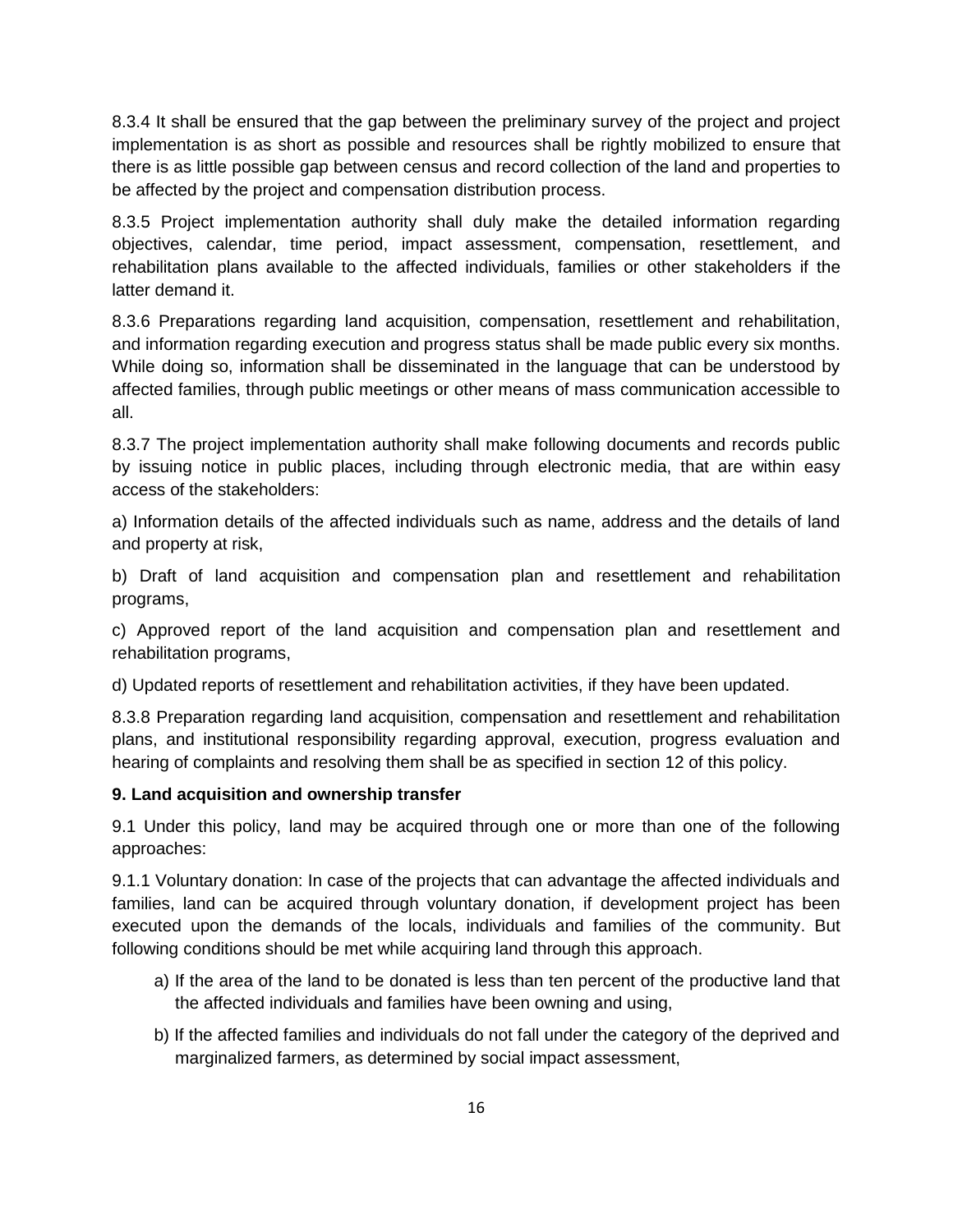8.3.4 It shall be ensured that the gap between the preliminary survey of the project and project implementation is as short as possible and resources shall be rightly mobilized to ensure that there is as little possible gap between census and record collection of the land and properties to be affected by the project and compensation distribution process.

8.3.5 Project implementation authority shall duly make the detailed information regarding objectives, calendar, time period, impact assessment, compensation, resettlement, and rehabilitation plans available to the affected individuals, families or other stakeholders if the latter demand it.

8.3.6 Preparations regarding land acquisition, compensation, resettlement and rehabilitation, and information regarding execution and progress status shall be made public every six months. While doing so, information shall be disseminated in the language that can be understood by affected families, through public meetings or other means of mass communication accessible to all.

8.3.7 The project implementation authority shall make following documents and records public by issuing notice in public places, including through electronic media, that are within easy access of the stakeholders:

a) Information details of the affected individuals such as name, address and the details of land and property at risk,

b) Draft of land acquisition and compensation plan and resettlement and rehabilitation programs,

c) Approved report of the land acquisition and compensation plan and resettlement and rehabilitation programs,

d) Updated reports of resettlement and rehabilitation activities, if they have been updated.

8.3.8 Preparation regarding land acquisition, compensation and resettlement and rehabilitation plans, and institutional responsibility regarding approval, execution, progress evaluation and hearing of complaints and resolving them shall be as specified in section 12 of this policy.

**9. Land acquisition and ownership transfer**

9.1 Under this policy, land may be acquired through one or more than one of the following approaches:

9.1.1 Voluntary donation: In case of the projects that can advantage the affected individuals and families, land can be acquired through voluntary donation, if development project has been executed upon the demands of the locals, individuals and families of the community. But following conditions should be met while acquiring land through this approach.

a) If the area of the land to be donated is less than ten percent of the productive land that the affected individuals and families have been owning and using,

b) If the affected families and individuals do not fall under the category of the deprived and marginalized farmers, as determined by social impact assessment,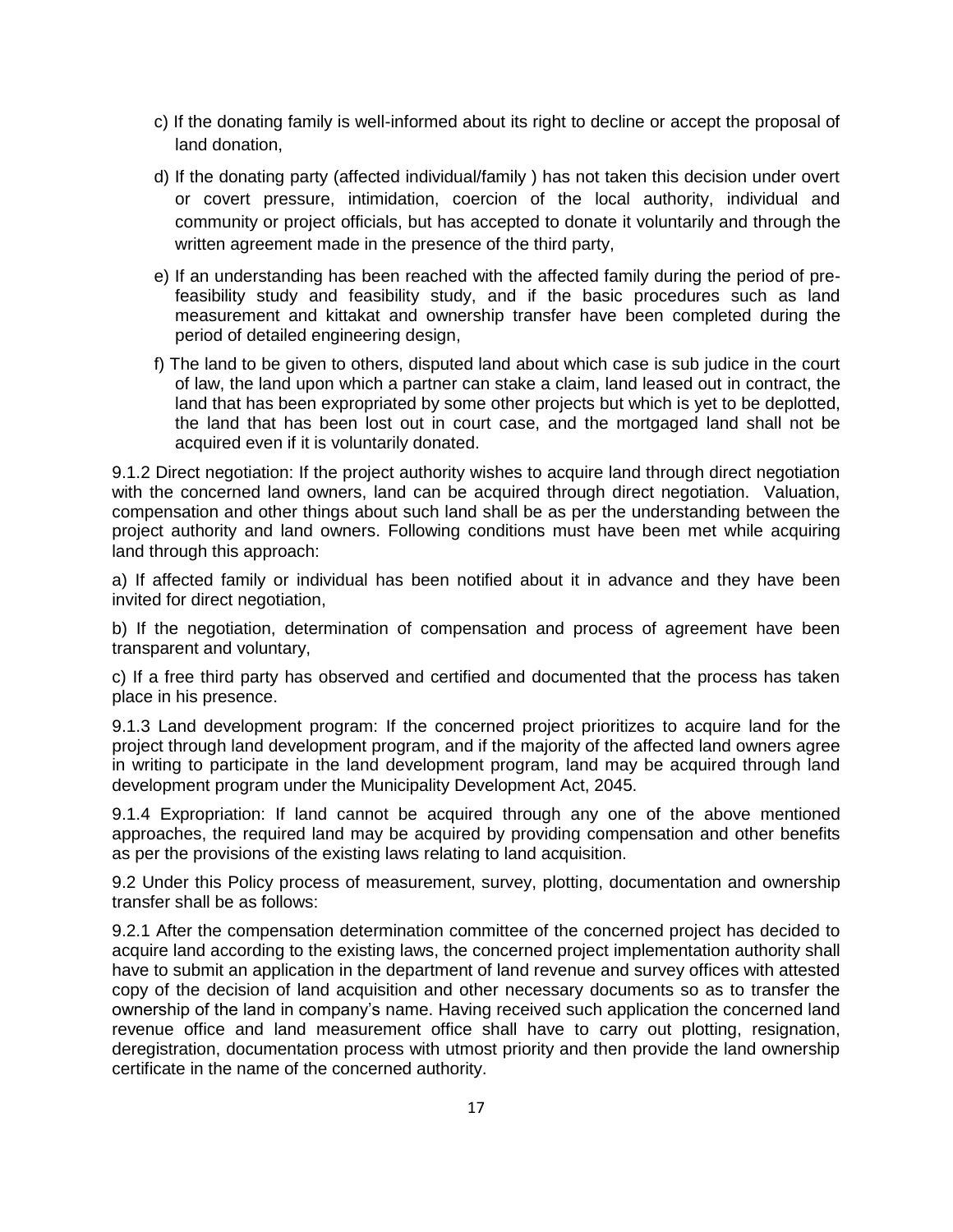c) If the donating family is well-informed about its right to decline or accept the proposal of land donation,

d) If the donating party (affected individual/family ) has not taken this decision under overt or covert pressure, intimidation, coercion of the local authority, individual and community or project officials, but has accepted to donate it voluntarily and through the written agreement made in the presence of the third party,

e) If an understanding has been reached with the affected family during the period of pre-feasibility study and feasibility study, and if the basic procedures such as land measurement and kittakat and ownership transfer have been completed during the period of detailed engineering design,

f) The land to be given to others, disputed land about which case is sub judice in the court of law, the land upon which a partner can stake a claim, land leased out in contract, the land that has been expropriated by some other projects but which is yet to be deplotted, the land that has been lost out in court case, and the mortgaged land shall not be acquired even if it is voluntarily donated.

9.1.2 Direct negotiation: If the project authority wishes to acquire land through direct negotiation with the concerned land owners, land can be acquired through direct negotiation. Valuation, compensation and other things about such land shall be as per the understanding between the project authority and land owners. Following conditions must have been met while acquiring land through this approach:

a) If affected family or individual has been notified about it in advance and they have been invited for direct negotiation,

b) If the negotiation, determination of compensation and process of agreement have been transparent and voluntary,

c) If a free third party has observed and certified and documented that the process has taken place in his presence.

9.1.3 Land development program: If the concerned project prioritizes to acquire land for the project through land development program, and if the majority of the affected land owners agree in writing to participate in the land development program, land may be acquired through land development program under the Municipality Development Act, 2045.

9.1.4 Expropriation: If land cannot be acquired through any one of the above mentioned approaches, the required land may be acquired by providing compensation and other benefits as per the provisions of the existing laws relating to land acquisition.

9.2 Under this Policy process of measurement, survey, plotting, documentation and ownership transfer shall be as follows:

9.2.1 After the compensation determination committee of the concerned project has decided to acquire land according to the existing laws, the concerned project implementation authority shall have to submit an application in the department of land revenue and survey offices with attested copy of the decision of land acquisition and other necessary documents so as to transfer the ownership of the land in company's name. Having received such application the concerned land revenue office and land measurement office shall have to carry out plotting, resignation, deregistration, documentation process with utmost priority and then provide the land ownership certificate in the name of the concerned authority.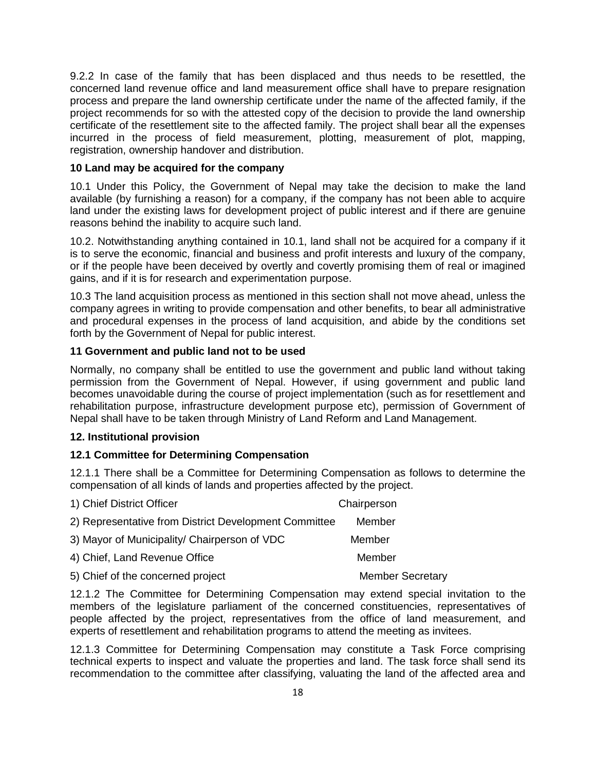9.2.2 In case of the family that has been displaced and thus needs to be resettled, the concerned land revenue office and land measurement office shall have to prepare resignation process and prepare the land ownership certificate under the name of the affected family, if the project recommends for so with the attested copy of the decision to provide the land ownership certificate of the resettlement site to the affected family. The project shall bear all the expenses incurred in the process of field measurement, plotting, measurement of plot, mapping, registration, ownership handover and distribution.

**10 Land may be acquired for the company**

10.1 Under this Policy, the Government of Nepal may take the decision to make the land available (by furnishing a reason) for a company, if the company has not been able to acquire land under the existing laws for development project of public interest and if there are genuine reasons behind the inability to acquire such land.

10.2. Notwithstanding anything contained in 10.1, land shall not be acquired for a company if it is to serve the economic, financial and business and profit interests and luxury of the company, or if the people have been deceived by overtly and covertly promising them of real or imagined gains, and if it is for research and experimentation purpose.

10.3 The land acquisition process as mentioned in this section shall not move ahead, unless the company agrees in writing to provide compensation and other benefits, to bear all administrative and procedural expenses in the process of land acquisition, and abide by the conditions set forth by the Government of Nepal for public interest.

**11 Government and public land not to be used**

Normally, no company shall be entitled to use the government and public land without taking permission from the Government of Nepal. However, if using government and public land becomes unavoidable during the course of project implementation (such as for resettlement and rehabilitation purpose, infrastructure development purpose etc), permission of Government of Nepal shall have to be taken through Ministry of Land Reform and Land Management.

**12. Institutional provision**

**12.1 Committee for Determining Compensation**

12.1.1 There shall be a Committee for Determining Compensation as follows to determine the compensation of all kinds of lands and properties affected by the project.

| | |
|---|---|
| 1) Chief District Officer | Chairperson |
| 2) Representative from District Development Committee | Member |
| 3) Mayor of Municipality/ Chairperson of VDC | Member |
| 4) Chief, Land Revenue Office | Member |
| 5) Chief of the concerned project | Member Secretary |

12.1.2 The Committee for Determining Compensation may extend special invitation to the members of the legislature parliament of the concerned constituencies, representatives of people affected by the project, representatives from the office of land measurement, and experts of resettlement and rehabilitation programs to attend the meeting as invitees.

12.1.3 Committee for Determining Compensation may constitute a Task Force comprising technical experts to inspect and valuate the properties and land. The task force shall send its recommendation to the committee after classifying, valuating the land of the affected area and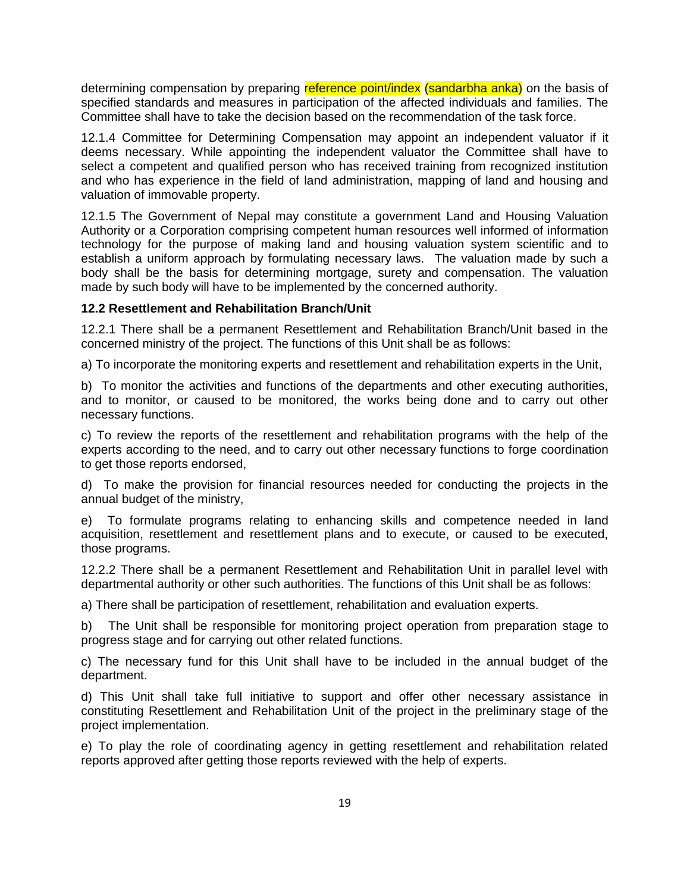determining compensation by preparing reference point/index (sandarbha anka) on the basis of specified standards and measures in participation of the affected individuals and families. The Committee shall have to take the decision based on the recommendation of the task force.

12.1.4 Committee for Determining Compensation may appoint an independent valuator if it deems necessary. While appointing the independent valuator the Committee shall have to select a competent and qualified person who has received training from recognized institution and who has experience in the field of land administration, mapping of land and housing and valuation of immovable property.

12.1.5 The Government of Nepal may constitute a government Land and Housing Valuation Authority or a Corporation comprising competent human resources well informed of information technology for the purpose of making land and housing valuation system scientific and to establish a uniform approach by formulating necessary laws. The valuation made by such a body shall be the basis for determining mortgage, surety and compensation. The valuation made by such body will have to be implemented by the concerned authority.

**12.2 Resettlement and Rehabilitation Branch/Unit**

12.2.1 There shall be a permanent Resettlement and Rehabilitation Branch/Unit based in the concerned ministry of the project. The functions of this Unit shall be as follows:

a) To incorporate the monitoring experts and resettlement and rehabilitation experts in the Unit,

b) To monitor the activities and functions of the departments and other executing authorities, and to monitor, or caused to be monitored, the works being done and to carry out other necessary functions.

c) To review the reports of the resettlement and rehabilitation programs with the help of the experts according to the need, and to carry out other necessary functions to forge coordination to get those reports endorsed,

d) To make the provision for financial resources needed for conducting the projects in the annual budget of the ministry,

e) To formulate programs relating to enhancing skills and competence needed in land acquisition, resettlement and resettlement plans and to execute, or caused to be executed, those programs.

12.2.2 There shall be a permanent Resettlement and Rehabilitation Unit in parallel level with departmental authority or other such authorities. The functions of this Unit shall be as follows:

a) There shall be participation of resettlement, rehabilitation and evaluation experts.

b) The Unit shall be responsible for monitoring project operation from preparation stage to progress stage and for carrying out other related functions.

c) The necessary fund for this Unit shall have to be included in the annual budget of the department.

d) This Unit shall take full initiative to support and offer other necessary assistance in constituting Resettlement and Rehabilitation Unit of the project in the preliminary stage of the project implementation.

e) To play the role of coordinating agency in getting resettlement and rehabilitation related reports approved after getting those reports reviewed with the help of experts.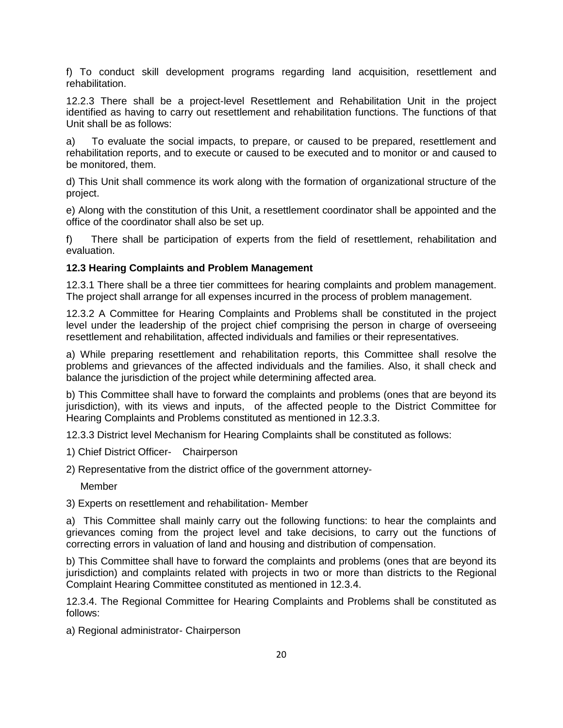f) To conduct skill development programs regarding land acquisition, resettlement and rehabilitation.

12.2.3 There shall be a project-level Resettlement and Rehabilitation Unit in the project identified as having to carry out resettlement and rehabilitation functions. The functions of that Unit shall be as follows:

a) To evaluate the social impacts, to prepare, or caused to be prepared, resettlement and rehabilitation reports, and to execute or caused to be executed and to monitor or and caused to be monitored, them.

d) This Unit shall commence its work along with the formation of organizational structure of the project.

e) Along with the constitution of this Unit, a resettlement coordinator shall be appointed and the office of the coordinator shall also be set up.

f) There shall be participation of experts from the field of resettlement, rehabilitation and evaluation.

**12.3 Hearing Complaints and Problem Management**

12.3.1 There shall be a three tier committees for hearing complaints and problem management. The project shall arrange for all expenses incurred in the process of problem management.

12.3.2 A Committee for Hearing Complaints and Problems shall be constituted in the project level under the leadership of the project chief comprising the person in charge of overseeing resettlement and rehabilitation, affected individuals and families or their representatives.

a) While preparing resettlement and rehabilitation reports, this Committee shall resolve the problems and grievances of the affected individuals and the families. Also, it shall check and balance the jurisdiction of the project while determining affected area.

b) This Committee shall have to forward the complaints and problems (ones that are beyond its jurisdiction), with its views and inputs, of the affected people to the District Committee for Hearing Complaints and Problems constituted as mentioned in 12.3.3.

12.3.3 District level Mechanism for Hearing Complaints shall be constituted as follows:

1) Chief District Officer- Chairperson

2) Representative from the district office of the government attorney- Member

3) Experts on resettlement and rehabilitation- Member

a) This Committee shall mainly carry out the following functions: to hear the complaints and grievances coming from the project level and take decisions, to carry out the functions of correcting errors in valuation of land and housing and distribution of compensation.

b) This Committee shall have to forward the complaints and problems (ones that are beyond its jurisdiction) and complaints related with projects in two or more than districts to the Regional Complaint Hearing Committee constituted as mentioned in 12.3.4.

12.3.4. The Regional Committee for Hearing Complaints and Problems shall be constituted as follows:

a) Regional administrator- Chairperson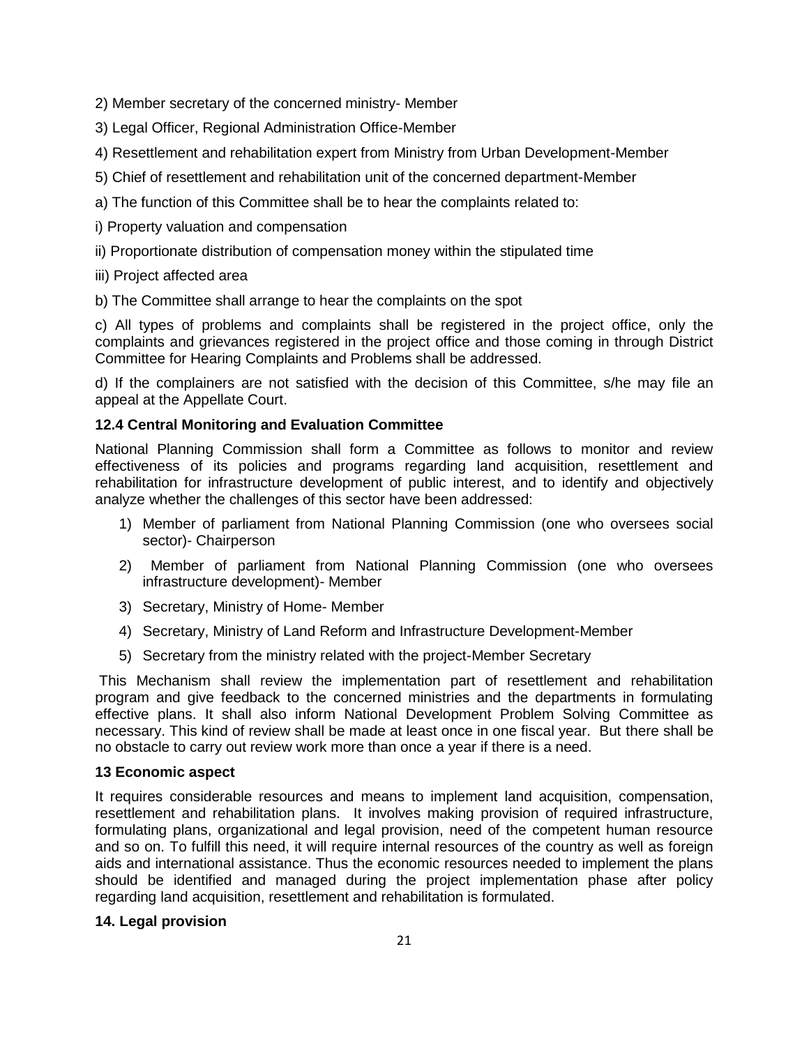2) Member secretary of the concerned ministry- Member

3) Legal Officer, Regional Administration Office-Member

4) Resettlement and rehabilitation expert from Ministry from Urban Development-Member

5) Chief of resettlement and rehabilitation unit of the concerned department-Member

a) The function of this Committee shall be to hear the complaints related to:

i) Property valuation and compensation

ii) Proportionate distribution of compensation money within the stipulated time

iii) Project affected area

b) The Committee shall arrange to hear the complaints on the spot

c) All types of problems and complaints shall be registered in the project office, only the complaints and grievances registered in the project office and those coming in through District Committee for Hearing Complaints and Problems shall be addressed.

d) If the complainers are not satisfied with the decision of this Committee, s/he may file an appeal at the Appellate Court.

### 12.4 Central Monitoring and Evaluation Committee

National Planning Commission shall form a Committee as follows to monitor and review effectiveness of its policies and programs regarding land acquisition, resettlement and rehabilitation for infrastructure development of public interest, and to identify and objectively analyze whether the challenges of this sector have been addressed:

1) Member of parliament from National Planning Commission (one who oversees social sector)- Chairperson
2) Member of parliament from National Planning Commission (one who oversees infrastructure development)- Member
3) Secretary, Ministry of Home- Member
4) Secretary, Ministry of Land Reform and Infrastructure Development-Member
5) Secretary from the ministry related with the project-Member Secretary

This Mechanism shall review the implementation part of resettlement and rehabilitation program and give feedback to the concerned ministries and the departments in formulating effective plans. It shall also inform National Development Problem Solving Committee as necessary. This kind of review shall be made at least once in one fiscal year. But there shall be no obstacle to carry out review work more than once a year if there is a need.

## 13 Economic aspect

It requires considerable resources and means to implement land acquisition, compensation, resettlement and rehabilitation plans. It involves making provision of required infrastructure, formulating plans, organizational and legal provision, need of the competent human resource and so on. To fulfill this need, it will require internal resources of the country as well as foreign aids and international assistance. Thus the economic resources needed to implement the plans should be identified and managed during the project implementation phase after policy regarding land acquisition, resettlement and rehabilitation is formulated.

## 14. Legal provision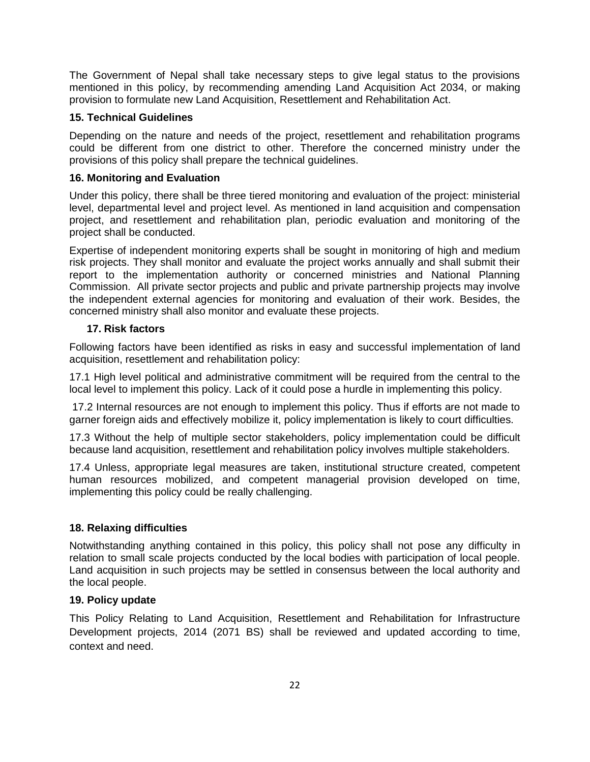The Government of Nepal shall take necessary steps to give legal status to the provisions mentioned in this policy, by recommending amending Land Acquisition Act 2034, or making provision to formulate new Land Acquisition, Resettlement and Rehabilitation Act.

**15. Technical Guidelines**

Depending on the nature and needs of the project, resettlement and rehabilitation programs could be different from one district to other. Therefore the concerned ministry under the provisions of this policy shall prepare the technical guidelines.

**16. Monitoring and Evaluation**

Under this policy, there shall be three tiered monitoring and evaluation of the project: ministerial level, departmental level and project level. As mentioned in land acquisition and compensation project, and resettlement and rehabilitation plan, periodic evaluation and monitoring of the project shall be conducted.

Expertise of independent monitoring experts shall be sought in monitoring of high and medium risk projects. They shall monitor and evaluate the project works annually and shall submit their report to the implementation authority or concerned ministries and National Planning Commission. All private sector projects and public and private partnership projects may involve the independent external agencies for monitoring and evaluation of their work. Besides, the concerned ministry shall also monitor and evaluate these projects.

**17. Risk factors**

Following factors have been identified as risks in easy and successful implementation of land acquisition, resettlement and rehabilitation policy:

17.1 High level political and administrative commitment will be required from the central to the local level to implement this policy. Lack of it could pose a hurdle in implementing this policy.

17.2 Internal resources are not enough to implement this policy. Thus if efforts are not made to garner foreign aids and effectively mobilize it, policy implementation is likely to court difficulties.

17.3 Without the help of multiple sector stakeholders, policy implementation could be difficult because land acquisition, resettlement and rehabilitation policy involves multiple stakeholders.

17.4 Unless, appropriate legal measures are taken, institutional structure created, competent human resources mobilized, and competent managerial provision developed on time, implementing this policy could be really challenging.

**18. Relaxing difficulties**

Notwithstanding anything contained in this policy, this policy shall not pose any difficulty in relation to small scale projects conducted by the local bodies with participation of local people. Land acquisition in such projects may be settled in consensus between the local authority and the local people.

**19. Policy update**

This Policy Relating to Land Acquisition, Resettlement and Rehabilitation for Infrastructure Development projects, 2014 (2071 BS) shall be reviewed and updated according to time, context and need.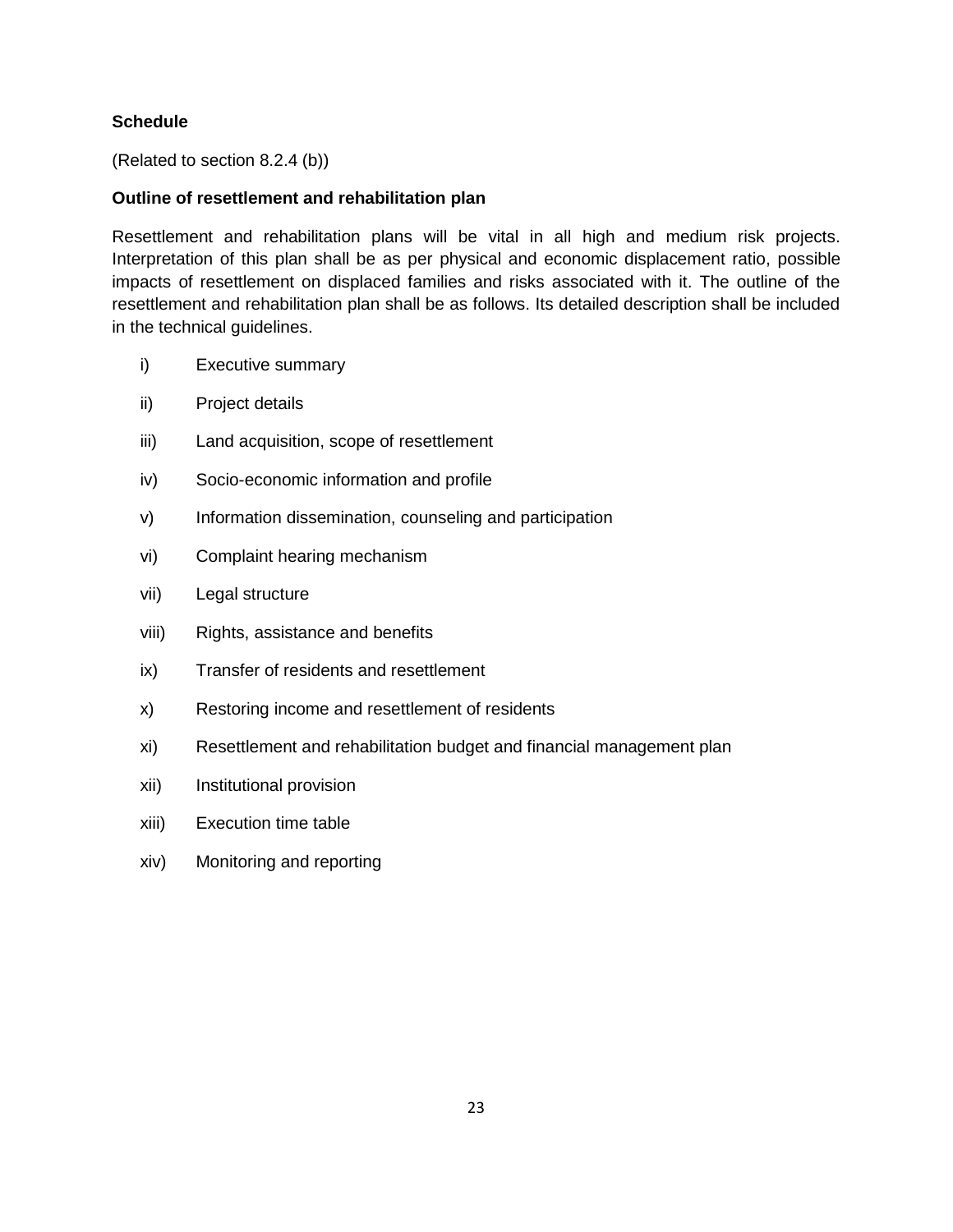**Schedule**

(Related to section 8.2.4 (b))

**Outline of resettlement and rehabilitation plan**

Resettlement and rehabilitation plans will be vital in all high and medium risk projects. Interpretation of this plan shall be as per physical and economic displacement ratio, possible impacts of resettlement on displaced families and risks associated with it. The outline of the resettlement and rehabilitation plan shall be as follows. Its detailed description shall be included in the technical guidelines.

i) Executive summary

ii) Project details

iii) Land acquisition, scope of resettlement

iv) Socio-economic information and profile

v) Information dissemination, counseling and participation

vi) Complaint hearing mechanism

vii) Legal structure

viii) Rights, assistance and benefits

ix) Transfer of residents and resettlement

x) Restoring income and resettlement of residents

xi) Resettlement and rehabilitation budget and financial management plan

xii) Institutional provision

xiii) Execution time table

xiv) Monitoring and reporting